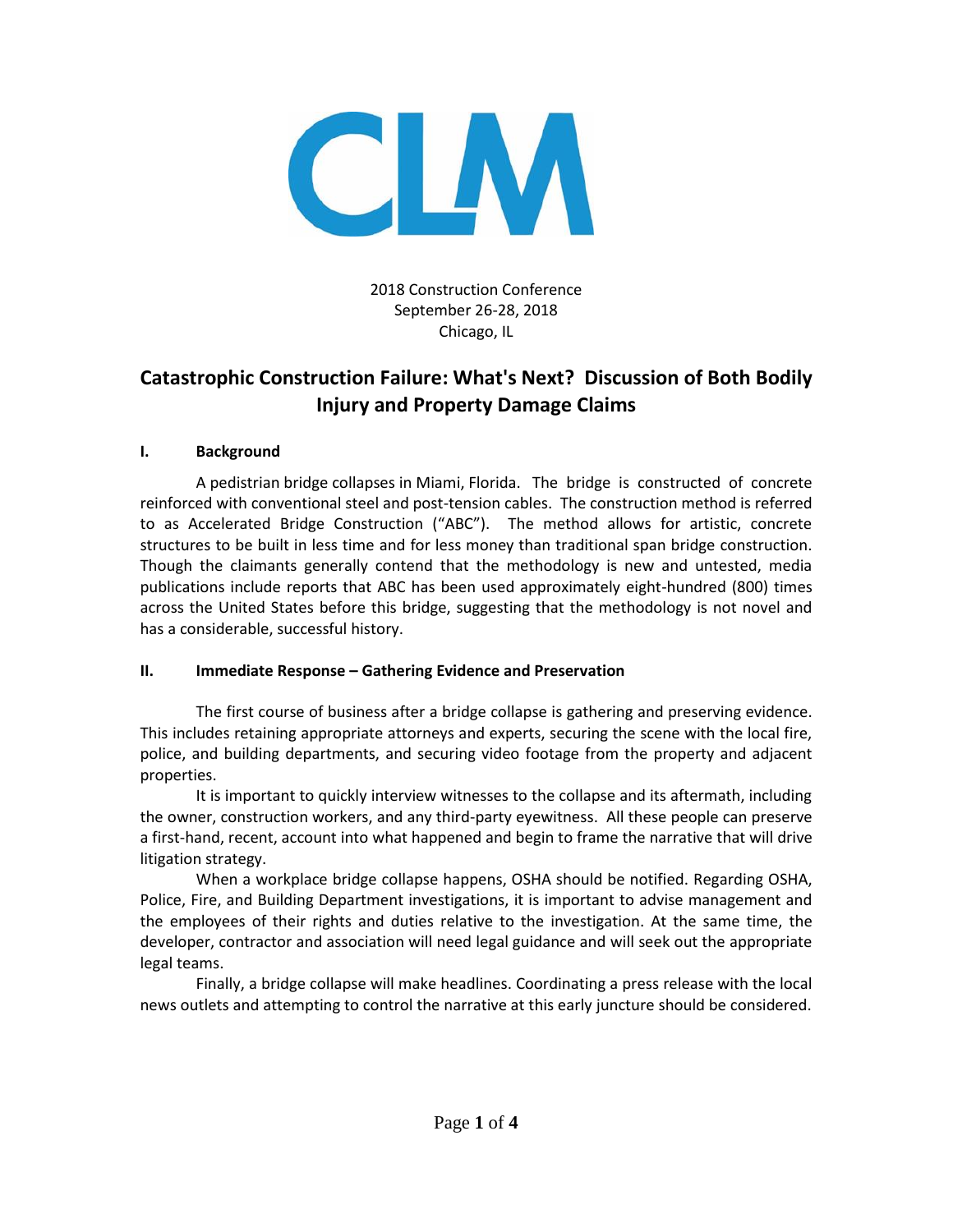CLM

2018 Construction Conference
September 26-28, 2018
Chicago, IL

# Catastrophic Construction Failure: What's Next? Discussion of Both Bodily Injury and Property Damage Claims

## I. Background

A pedestrian bridge collapses in Miami, Florida. The bridge is constructed of concrete reinforced with conventional steel and post-tension cables. The construction method is referred to as Accelerated Bridge Construction ("ABC"). The method allows for artistic, concrete structures to be built in less time and for less money than traditional span bridge construction. Though the claimants generally contend that the methodology is new and untested, media publications include reports that ABC has been used approximately eight-hundred (800) times across the United States before this bridge, suggesting that the methodology is not novel and has a considerable, successful history.

## II. Immediate Response – Gathering Evidence and Preservation

The first course of business after a bridge collapse is gathering and preserving evidence. This includes retaining appropriate attorneys and experts, securing the scene with the local fire, police, and building departments, and securing video footage from the property and adjacent properties.

It is important to quickly interview witnesses to the collapse and its aftermath, including the owner, construction workers, and any third-party eyewitness. All these people can preserve a first-hand, recent, account into what happened and begin to frame the narrative that will drive litigation strategy.

When a workplace bridge collapse happens, OSHA should be notified. Regarding OSHA, Police, Fire, and Building Department investigations, it is important to advise management and the employees of their rights and duties relative to the investigation. At the same time, the developer, contractor and association will need legal guidance and will seek out the appropriate legal teams.

Finally, a bridge collapse will make headlines. Coordinating a press release with the local news outlets and attempting to control the narrative at this early juncture should be considered.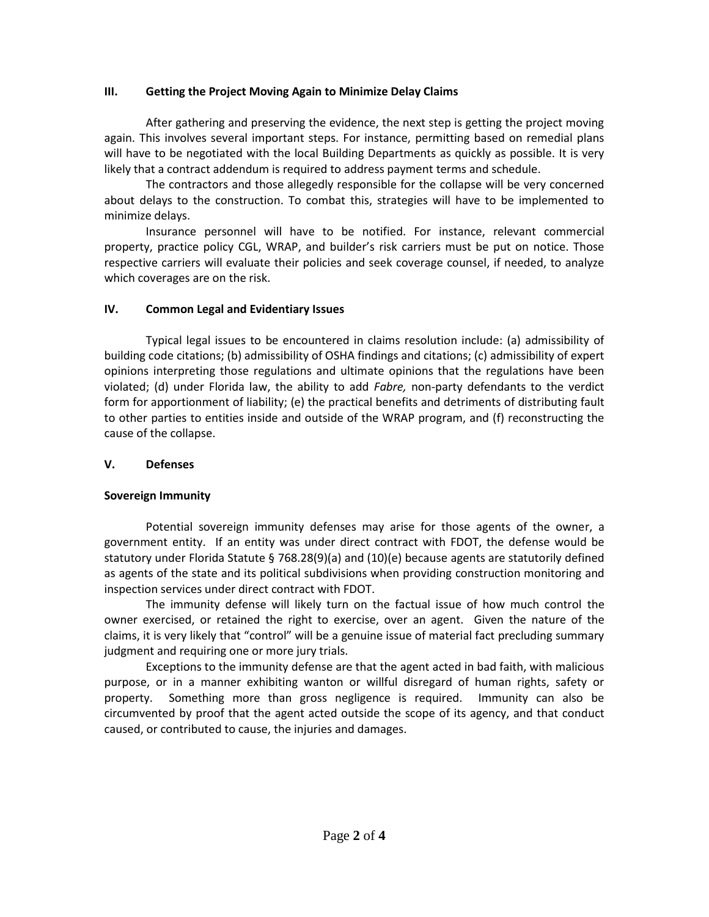## III. Getting the Project Moving Again to Minimize Delay Claims

After gathering and preserving the evidence, the next step is getting the project moving again. This involves several important steps. For instance, permitting based on remedial plans will have to be negotiated with the local Building Departments as quickly as possible. It is very likely that a contract addendum is required to address payment terms and schedule.

The contractors and those allegedly responsible for the collapse will be very concerned about delays to the construction. To combat this, strategies will have to be implemented to minimize delays.

Insurance personnel will have to be notified. For instance, relevant commercial property, practice policy CGL, WRAP, and builder's risk carriers must be put on notice. Those respective carriers will evaluate their policies and seek coverage counsel, if needed, to analyze which coverages are on the risk.

## IV. Common Legal and Evidentiary Issues

Typical legal issues to be encountered in claims resolution include: (a) admissibility of building code citations; (b) admissibility of OSHA findings and citations; (c) admissibility of expert opinions interpreting those regulations and ultimate opinions that the regulations have been violated; (d) under Florida law, the ability to add *Fabre,* non-party defendants to the verdict form for apportionment of liability; (e) the practical benefits and detriments of distributing fault to other parties to entities inside and outside of the WRAP program, and (f) reconstructing the cause of the collapse.

## V. Defenses

### Sovereign Immunity

Potential sovereign immunity defenses may arise for those agents of the owner, a government entity. If an entity was under direct contract with FDOT, the defense would be statutory under Florida Statute § 768.28(9)(a) and (10)(e) because agents are statutorily defined as agents of the state and its political subdivisions when providing construction monitoring and inspection services under direct contract with FDOT.

The immunity defense will likely turn on the factual issue of how much control the owner exercised, or retained the right to exercise, over an agent. Given the nature of the claims, it is very likely that "control" will be a genuine issue of material fact precluding summary judgment and requiring one or more jury trials.

Exceptions to the immunity defense are that the agent acted in bad faith, with malicious purpose, or in a manner exhibiting wanton or willful disregard of human rights, safety or property. Something more than gross negligence is required. Immunity can also be circumvented by proof that the agent acted outside the scope of its agency, and that conduct caused, or contributed to cause, the injuries and damages.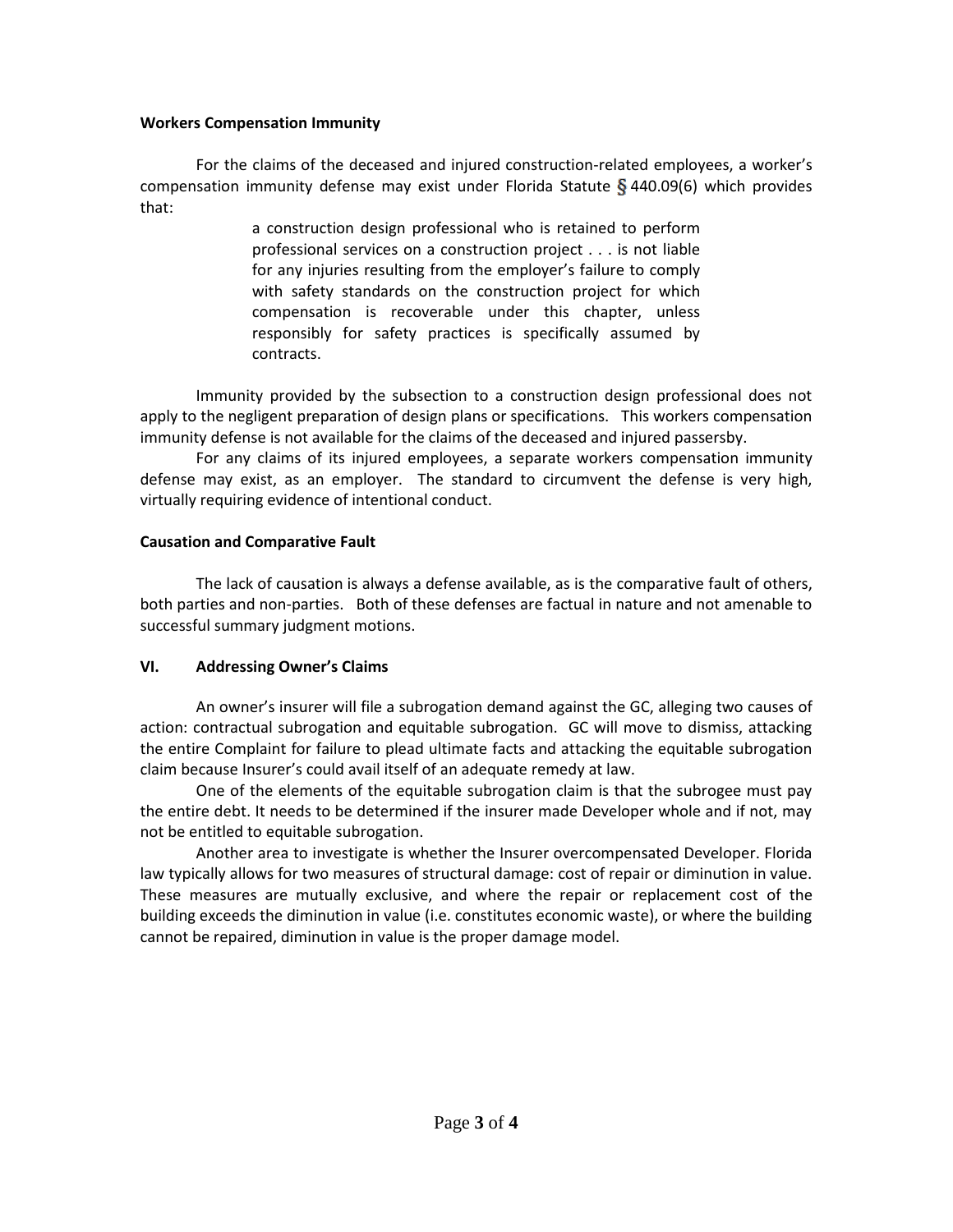**Workers Compensation Immunity**

For the claims of the deceased and injured construction-related employees, a worker's compensation immunity defense may exist under Florida Statute § 440.09(6) which provides that:

> a construction design professional who is retained to perform professional services on a construction project . . . is not liable for any injuries resulting from the employer's failure to comply with safety standards on the construction project for which compensation is recoverable under this chapter, unless responsibly for safety practices is specifically assumed by contracts.

Immunity provided by the subsection to a construction design professional does not apply to the negligent preparation of design plans or specifications. This workers compensation immunity defense is not available for the claims of the deceased and injured passersby.

For any claims of its injured employees, a separate workers compensation immunity defense may exist, as an employer. The standard to circumvent the defense is very high, virtually requiring evidence of intentional conduct.

**Causation and Comparative Fault**

The lack of causation is always a defense available, as is the comparative fault of others, both parties and non-parties. Both of these defenses are factual in nature and not amenable to successful summary judgment motions.

## VI. Addressing Owner's Claims

An owner's insurer will file a subrogation demand against the GC, alleging two causes of action: contractual subrogation and equitable subrogation. GC will move to dismiss, attacking the entire Complaint for failure to plead ultimate facts and attacking the equitable subrogation claim because Insurer's could avail itself of an adequate remedy at law.

One of the elements of the equitable subrogation claim is that the subrogee must pay the entire debt. It needs to be determined if the insurer made Developer whole and if not, may not be entitled to equitable subrogation.

Another area to investigate is whether the Insurer overcompensated Developer. Florida law typically allows for two measures of structural damage: cost of repair or diminution in value. These measures are mutually exclusive, and where the repair or replacement cost of the building exceeds the diminution in value (i.e. constitutes economic waste), or where the building cannot be repaired, diminution in value is the proper damage model.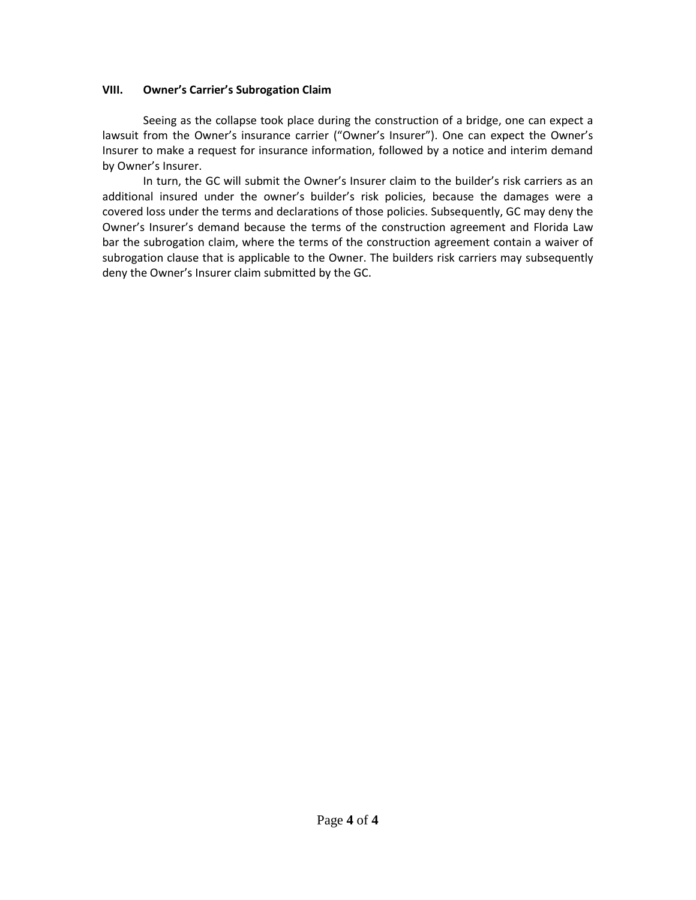### VIII. Owner's Carrier's Subrogation Claim

Seeing as the collapse took place during the construction of a bridge, one can expect a lawsuit from the Owner's insurance carrier ("Owner's Insurer"). One can expect the Owner's Insurer to make a request for insurance information, followed by a notice and interim demand by Owner's Insurer.

In turn, the GC will submit the Owner's Insurer claim to the builder's risk carriers as an additional insured under the owner's builder's risk policies, because the damages were a covered loss under the terms and declarations of those policies. Subsequently, GC may deny the Owner's Insurer's demand because the terms of the construction agreement and Florida Law bar the subrogation claim, where the terms of the construction agreement contain a waiver of subrogation clause that is applicable to the Owner. The builders risk carriers may subsequently deny the Owner's Insurer claim submitted by the GC.